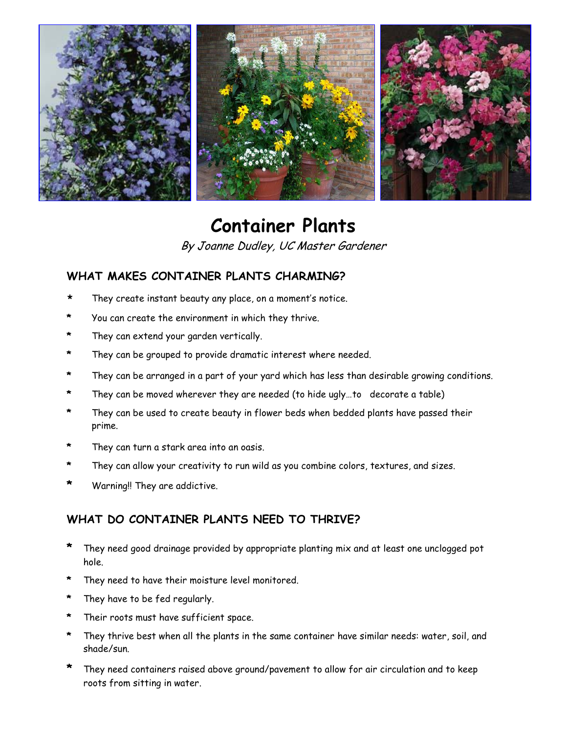# Container Plants

*By Joanne Dudley, UC Master Gardener*

## WHAT MAKES CONTAINER PLANTS CHARMING?

* They create instant beauty any place, on a moment's notice.
* You can create the environment in which they thrive.
* They can extend your garden vertically.
* They can be grouped to provide dramatic interest where needed.
* They can be arranged in a part of your yard which has less than desirable growing conditions.
* They can be moved wherever they are needed (to hide ugly…to decorate a table)
* They can be used to create beauty in flower beds when bedded plants have passed their prime.
* They can turn a stark area into an oasis.
* They can allow your creativity to run wild as you combine colors, textures, and sizes.
* Warning!! They are addictive.

## WHAT DO CONTAINER PLANTS NEED TO THRIVE?

* They need good drainage provided by appropriate planting mix and at least one unclogged pot hole.
* They need to have their moisture level monitored.
* They have to be fed regularly.
* Their roots must have sufficient space.
* They thrive best when all the plants in the same container have similar needs: water, soil, and shade/sun.
* They need containers raised above ground/pavement to allow for air circulation and to keep roots from sitting in water.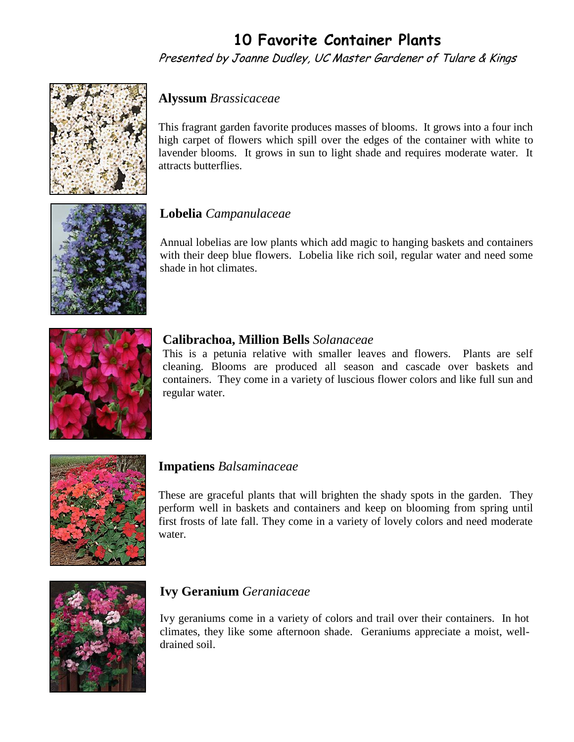# 10 Favorite Container Plants

*Presented by Joanne Dudley, UC Master Gardener of Tulare & Kings*

## **Alyssum** *Brassicaceae*

This fragrant garden favorite produces masses of blooms. It grows into a four inch high carpet of flowers which spill over the edges of the container with white to lavender blooms. It grows in sun to light shade and requires moderate water. It attracts butterflies.

## **Lobelia** *Campanulaceae*

Annual lobelias are low plants which add magic to hanging baskets and containers with their deep blue flowers. Lobelia like rich soil, regular water and need some shade in hot climates.

## **Calibrachoa, Million Bells** *Solanaceae*

This is a petunia relative with smaller leaves and flowers. Plants are self cleaning. Blooms are produced all season and cascade over baskets and containers. They come in a variety of luscious flower colors and like full sun and regular water.

## **Impatiens** *Balsaminaceae*

These are graceful plants that will brighten the shady spots in the garden. They perform well in baskets and containers and keep on blooming from spring until first frosts of late fall. They come in a variety of lovely colors and need moderate water.

## **Ivy Geranium** *Geraniaceae*

Ivy geraniums come in a variety of colors and trail over their containers. In hot climates, they like some afternoon shade. Geraniums appreciate a moist, well-drained soil.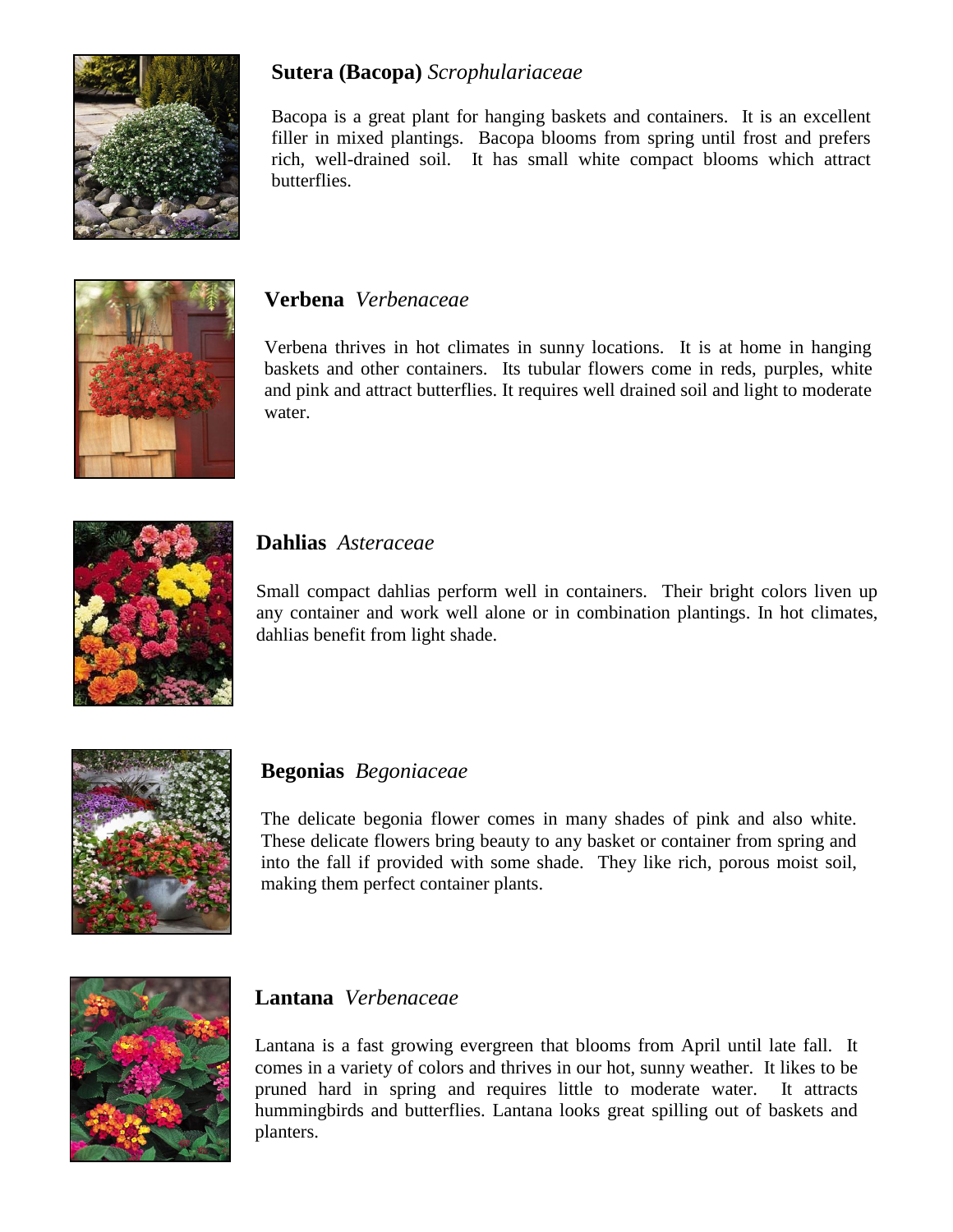## **Sutera (Bacopa)** *Scrophulariaceae*

Bacopa is a great plant for hanging baskets and containers. It is an excellent filler in mixed plantings. Bacopa blooms from spring until frost and prefers rich, well-drained soil. It has small white compact blooms which attract butterflies.

## **Verbena** *Verbenaceae*

Verbena thrives in hot climates in sunny locations. It is at home in hanging baskets and other containers. Its tubular flowers come in reds, purples, white and pink and attract butterflies. It requires well drained soil and light to moderate water.

## **Dahlias** *Asteraceae*

Small compact dahlias perform well in containers. Their bright colors liven up any container and work well alone or in combination plantings. In hot climates, dahlias benefit from light shade.

## **Begonias** *Begoniaceae*

The delicate begonia flower comes in many shades of pink and also white. These delicate flowers bring beauty to any basket or container from spring and into the fall if provided with some shade. They like rich, porous moist soil, making them perfect container plants.

## **Lantana** *Verbenaceae*

Lantana is a fast growing evergreen that blooms from April until late fall. It comes in a variety of colors and thrives in our hot, sunny weather. It likes to be pruned hard in spring and requires little to moderate water. It attracts hummingbirds and butterflies. Lantana looks great spilling out of baskets and planters.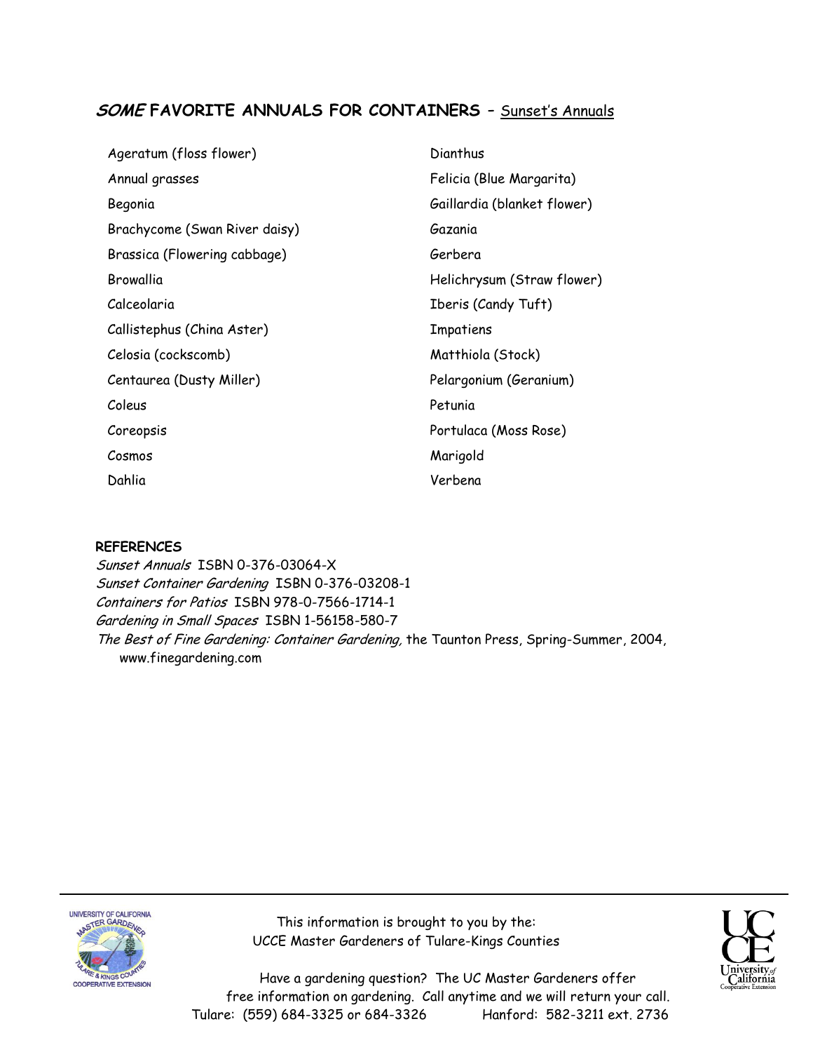## *SOME* FAVORITE ANNUALS FOR CONTAINERS – Sunset's Annuals

- Ageratum (floss flower)
- Annual grasses
- Begonia
- Brachycome (Swan River daisy)
- Brassica (Flowering cabbage)
- Browallia
- Calceolaria
- Callistephus (China Aster)
- Celosia (cockscomb)
- Centaurea (Dusty Miller)
- Coleus
- Coreopsis
- Cosmos
- Dahlia
- Dianthus
- Felicia (Blue Margarita)
- Gaillardia (blanket flower)
- Gazania
- Gerbera
- Helichrysum (Straw flower)
- Iberis (Candy Tuft)
- Impatiens
- Matthiola (Stock)
- Pelargonium (Geranium)
- Petunia
- Portulaca (Moss Rose)
- Marigold
- Verbena

**REFERENCES**

*Sunset Annuals* ISBN 0-376-03064-X
*Sunset Container Gardening* ISBN 0-376-03208-1
*Containers for Patios* ISBN 978-0-7566-1714-1
*Gardening in Small Spaces* ISBN 1-56158-580-7
*The Best of Fine Gardening: Container Gardening,* the Taunton Press, Spring-Summer, 2004, www.finegardening.com

This information is brought to you by the:
UCCE Master Gardeners of Tulare-Kings Counties

Have a gardening question? The UC Master Gardeners offer free information on gardening. Call anytime and we will return your call.
Tulare: (559) 684-3325 or 684-3326 Hanford: 582-3211 ext. 2736